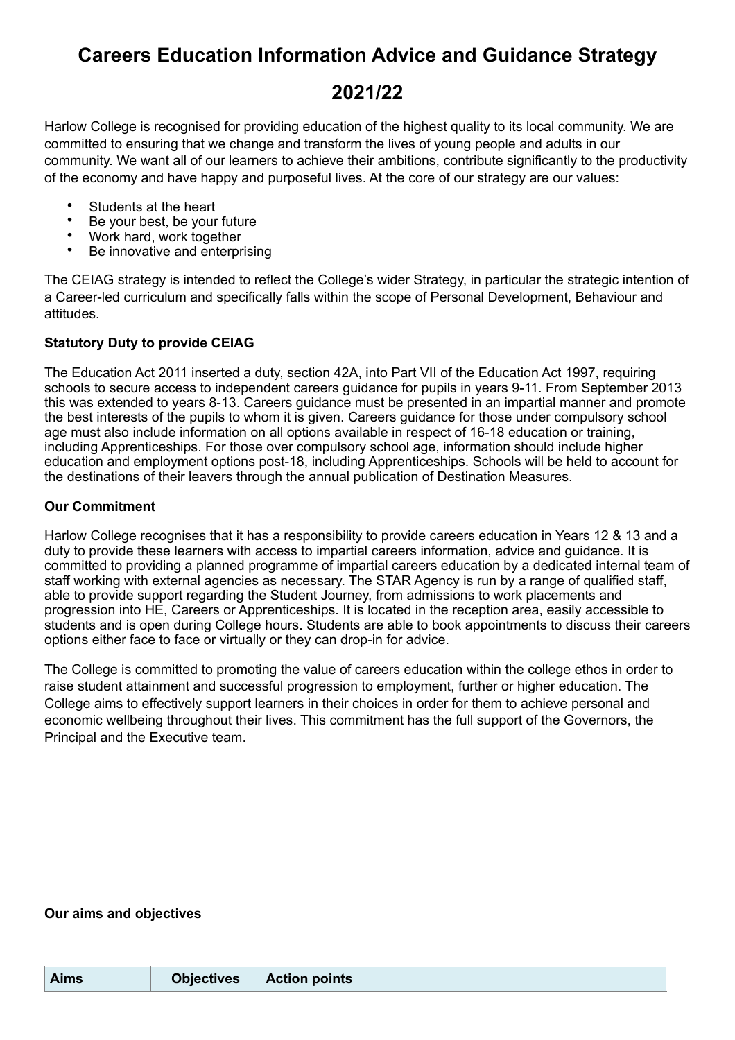# Careers Education Information Advice and Guidance Strategy

# 2021/22

Harlow College is recognised for providing education of the highest quality to its local community. We are committed to ensuring that we change and transform the lives of young people and adults in our community. We want all of our learners to achieve their ambitions, contribute significantly to the productivity of the economy and have happy and purposeful lives. At the core of our strategy are our values:

- Students at the heart
- Be your best, be your future
- Work hard, work together
- Be innovative and enterprising

The CEIAG strategy is intended to reflect the College's wider Strategy, in particular the strategic intention of a Career-led curriculum and specifically falls within the scope of Personal Development, Behaviour and attitudes.

**Statutory Duty to provide CEIAG**

The Education Act 2011 inserted a duty, section 42A, into Part VII of the Education Act 1997, requiring schools to secure access to independent careers guidance for pupils in years 9-11. From September 2013 this was extended to years 8-13. Careers guidance must be presented in an impartial manner and promote the best interests of the pupils to whom it is given. Careers guidance for those under compulsory school age must also include information on all options available in respect of 16-18 education or training, including Apprenticeships. For those over compulsory school age, information should include higher education and employment options post-18, including Apprenticeships. Schools will be held to account for the destinations of their leavers through the annual publication of Destination Measures.

**Our Commitment**

Harlow College recognises that it has a responsibility to provide careers education in Years 12 & 13 and a duty to provide these learners with access to impartial careers information, advice and guidance. It is committed to providing a planned programme of impartial careers education by a dedicated internal team of staff working with external agencies as necessary. The STAR Agency is run by a range of qualified staff, able to provide support regarding the Student Journey, from admissions to work placements and progression into HE, Careers or Apprenticeships. It is located in the reception area, easily accessible to students and is open during College hours. Students are able to book appointments to discuss their careers options either face to face or virtually or they can drop-in for advice.

The College is committed to promoting the value of careers education within the college ethos in order to raise student attainment and successful progression to employment, further or higher education. The College aims to effectively support learners in their choices in order for them to achieve personal and economic wellbeing throughout their lives. This commitment has the full support of the Governors, the Principal and the Executive team.

**Our aims and objectives**

| Aims | Objectives | Action points |
| --- | --- | --- |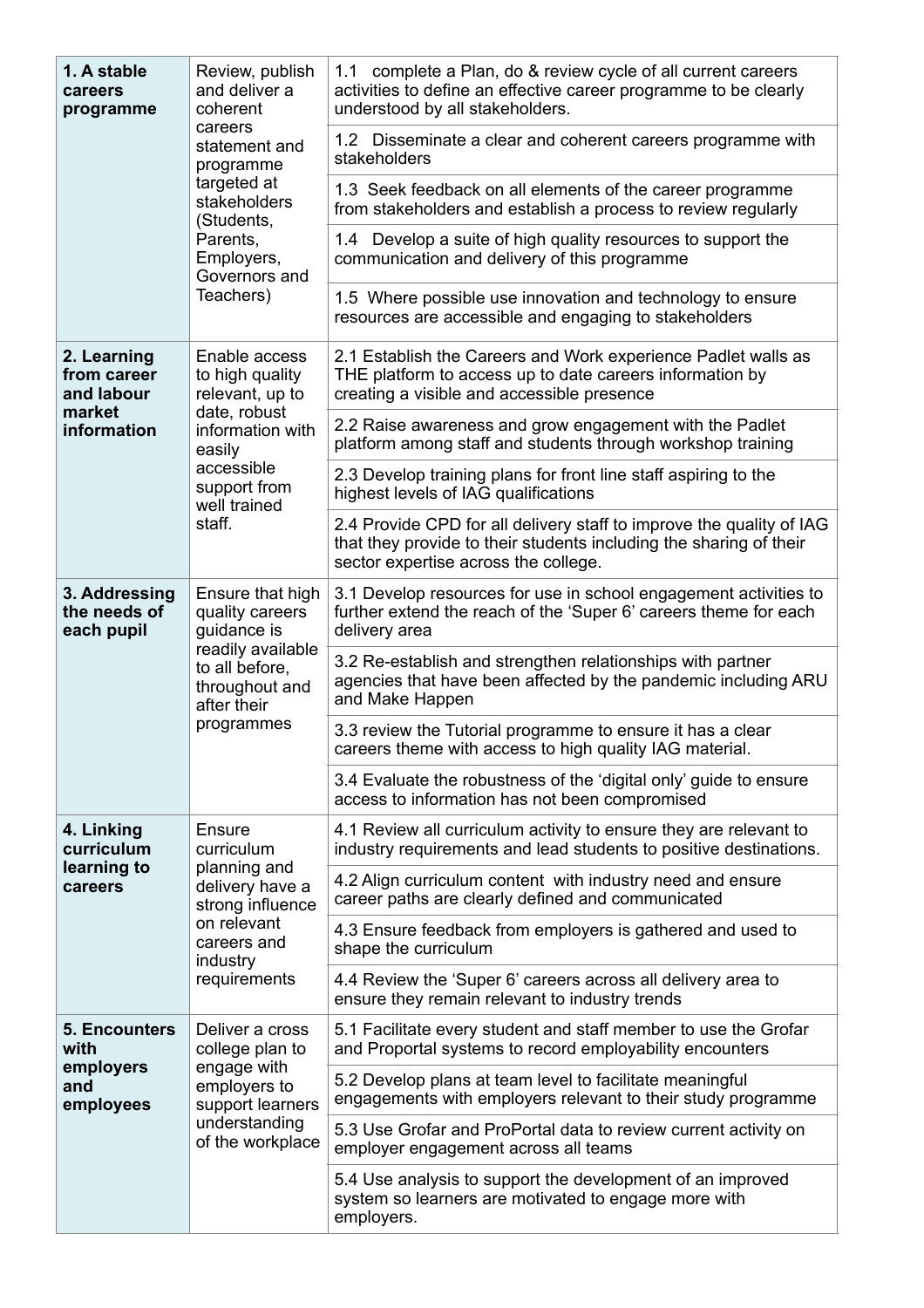| | | |
|---|---|---|
| **1. A stable careers programme** | Review, publish and deliver a coherent careers statement and programme targeted at stakeholders (Students, Parents, Employers, Governors and Teachers) | 1.1 complete a Plan, do & review cycle of all current careers activities to define an effective career programme to be clearly understood by all stakeholders. |
| | | 1.2 Disseminate a clear and coherent careers programme with stakeholders |
| | | 1.3 Seek feedback on all elements of the career programme from stakeholders and establish a process to review regularly |
| | | 1.4 Develop a suite of high quality resources to support the communication and delivery of this programme |
| | | 1.5 Where possible use innovation and technology to ensure resources are accessible and engaging to stakeholders |
| **2. Learning from career and labour market information** | Enable access to high quality relevant, up to date, robust information with easily accessible support from well trained staff. | 2.1 Establish the Careers and Work experience Padlet walls as THE platform to access up to date careers information by creating a visible and accessible presence |
| | | 2.2 Raise awareness and grow engagement with the Padlet platform among staff and students through workshop training |
| | | 2.3 Develop training plans for front line staff aspiring to the highest levels of IAG qualifications |
| | | 2.4 Provide CPD for all delivery staff to improve the quality of IAG that they provide to their students including the sharing of their sector expertise across the college. |
| **3. Addressing the needs of each pupil** | Ensure that high quality careers guidance is readily available to all before, throughout and after their programmes | 3.1 Develop resources for use in school engagement activities to further extend the reach of the 'Super 6' careers theme for each delivery area |
| | | 3.2 Re-establish and strengthen relationships with partner agencies that have been affected by the pandemic including ARU and Make Happen |
| | | 3.3 review the Tutorial programme to ensure it has a clear careers theme with access to high quality IAG material. |
| | | 3.4 Evaluate the robustness of the 'digital only' guide to ensure access to information has not been compromised |
| **4. Linking curriculum learning to careers** | Ensure curriculum planning and delivery have a strong influence on relevant careers and industry requirements | 4.1 Review all curriculum activity to ensure they are relevant to industry requirements and lead students to positive destinations. |
| | | 4.2 Align curriculum content with industry need and ensure career paths are clearly defined and communicated |
| | | 4.3 Ensure feedback from employers is gathered and used to shape the curriculum |
| | | 4.4 Review the 'Super 6' careers across all delivery area to ensure they remain relevant to industry trends |
| **5. Encounters with employers and employees** | Deliver a cross college plan to engage with employers to support learners understanding of the workplace | 5.1 Facilitate every student and staff member to use the Grofar and Proportal systems to record employability encounters |
| | | 5.2 Develop plans at team level to facilitate meaningful engagements with employers relevant to their study programme |
| | | 5.3 Use Grofar and ProPortal data to review current activity on employer engagement across all teams |
| | | 5.4 Use analysis to support the development of an improved system so learners are motivated to engage more with employers. |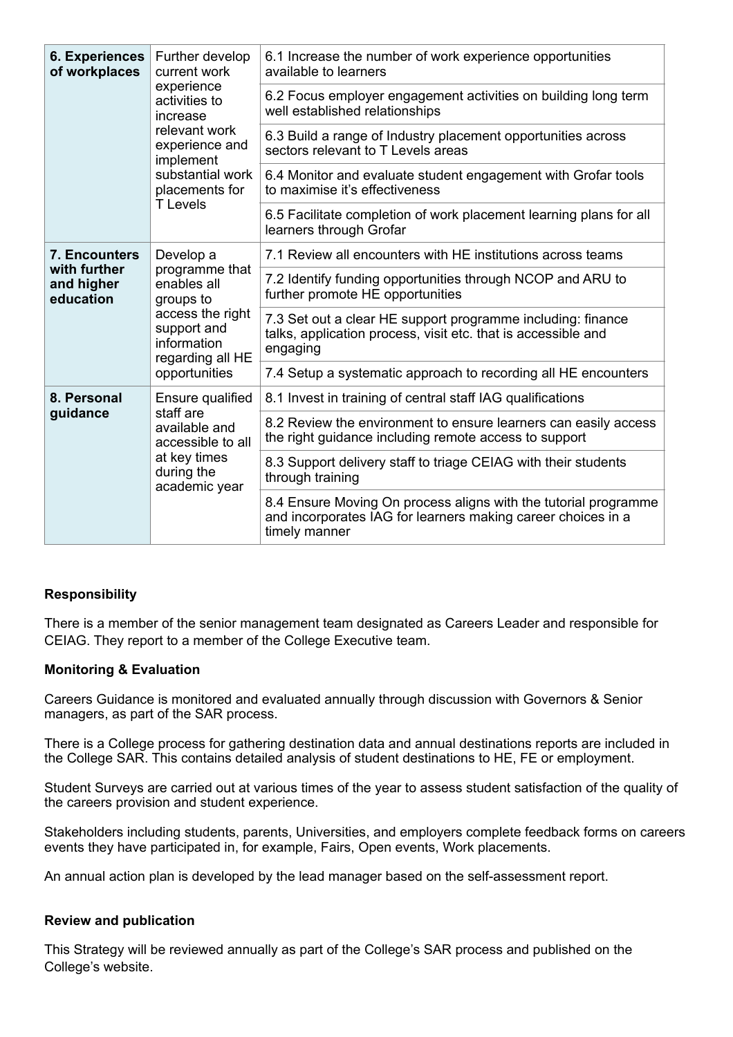| | | |
|---|---|---|
| **6. Experiences of workplaces** | Further develop current work experience activities to increase relevant work experience and implement substantial work placements for T Levels | 6.1 Increase the number of work experience opportunities available to learners |
| | | 6.2 Focus employer engagement activities on building long term well established relationships |
| | | 6.3 Build a range of Industry placement opportunities across sectors relevant to T Levels areas |
| | | 6.4 Monitor and evaluate student engagement with Grofar tools to maximise it's effectiveness |
| | | 6.5 Facilitate completion of work placement learning plans for all learners through Grofar |
| **7. Encounters with further and higher education** | Develop a programme that enables all groups to access the right support and information regarding all HE opportunities | 7.1 Review all encounters with HE institutions across teams |
| | | 7.2 Identify funding opportunities through NCOP and ARU to further promote HE opportunities |
| | | 7.3 Set out a clear HE support programme including: finance talks, application process, visit etc. that is accessible and engaging |
| | | 7.4 Setup a systematic approach to recording all HE encounters |
| **8. Personal guidance** | Ensure qualified staff are available and accessible to all at key times during the academic year | 8.1 Invest in training of central staff IAG qualifications |
| | | 8.2 Review the environment to ensure learners can easily access the right guidance including remote access to support |
| | | 8.3 Support delivery staff to triage CEIAG with their students through training |
| | | 8.4 Ensure Moving On process aligns with the tutorial programme and incorporates IAG for learners making career choices in a timely manner |

**Responsibility**

There is a member of the senior management team designated as Careers Leader and responsible for CEIAG. They report to a member of the College Executive team.

**Monitoring & Evaluation**

Careers Guidance is monitored and evaluated annually through discussion with Governors & Senior managers, as part of the SAR process.

There is a College process for gathering destination data and annual destinations reports are included in the College SAR. This contains detailed analysis of student destinations to HE, FE or employment.

Student Surveys are carried out at various times of the year to assess student satisfaction of the quality of the careers provision and student experience.

Stakeholders including students, parents, Universities, and employers complete feedback forms on careers events they have participated in, for example, Fairs, Open events, Work placements.

An annual action plan is developed by the lead manager based on the self-assessment report.

**Review and publication**

This Strategy will be reviewed annually as part of the College's SAR process and published on the College's website.